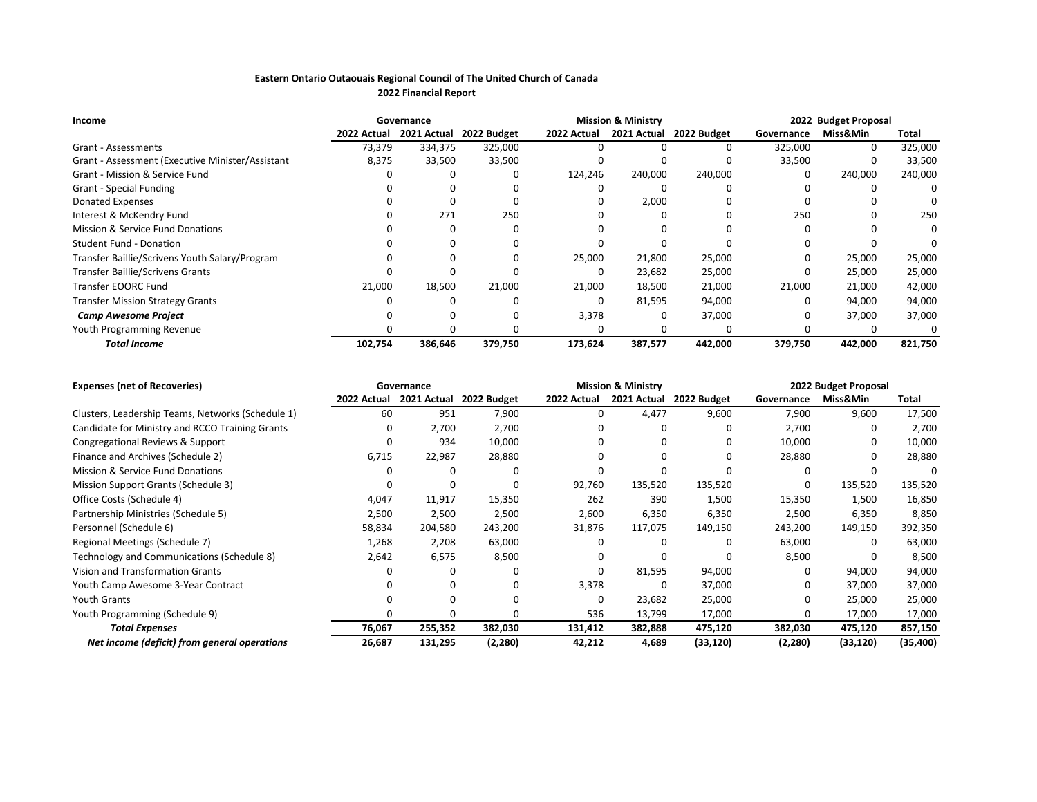**Eastern Ontario Outaouais Regional Council of The United Church of Canada**

**2022 Financial Report**

| **Income** | **Governance** | | | **Mission & Ministry** | | | **2022 Budget Proposal** | | |
|---|---|---|---|---|---|---|---|---|---|
| | **2022 Actual** | **2021 Actual** | **2022 Budget** | **2022 Actual** | **2021 Actual** | **2022 Budget** | **Governance** | **Miss&Min** | **Total** |
| Grant - Assessments | 73,379 | 334,375 | 325,000 | 0 | 0 | 0 | 325,000 | 0 | 325,000 |
| Grant - Assessment (Executive Minister/Assistant | 8,375 | 33,500 | 33,500 | 0 | 0 | 0 | 33,500 | 0 | 33,500 |
| Grant - Mission & Service Fund | 0 | 0 | 0 | 124,246 | 240,000 | 240,000 | 0 | 240,000 | 240,000 |
| Grant - Special Funding | 0 | 0 | 0 | 0 | 0 | 0 | 0 | 0 | 0 |
| Donated Expenses | 0 | 0 | 0 | 0 | 2,000 | 0 | 0 | 0 | 0 |
| Interest & McKendry Fund | 0 | 271 | 250 | 0 | 0 | 0 | 250 | 0 | 250 |
| Mission & Service Fund Donations | 0 | 0 | 0 | 0 | 0 | 0 | 0 | 0 | 0 |
| Student Fund - Donation | 0 | 0 | 0 | 0 | 0 | 0 | 0 | 0 | 0 |
| Transfer Baillie/Scrivens Youth Salary/Program | 0 | 0 | 0 | 25,000 | 21,800 | 25,000 | 0 | 25,000 | 25,000 |
| Transfer Baillie/Scrivens Grants | 0 | 0 | 0 | 0 | 23,682 | 25,000 | 0 | 25,000 | 25,000 |
| Transfer EOORC Fund | 21,000 | 18,500 | 21,000 | 21,000 | 18,500 | 21,000 | 21,000 | 21,000 | 42,000 |
| Transfer Mission Strategy Grants | 0 | 0 | 0 | 0 | 81,595 | 94,000 | 0 | 94,000 | 94,000 |
| ***Camp Awesome Project*** | 0 | 0 | 0 | 3,378 | 0 | 37,000 | 0 | 37,000 | 37,000 |
| Youth Programming Revenue | 0 | 0 | 0 | 0 | 0 | 0 | 0 | 0 | 0 |
| ***Total Income*** | **102,754** | **386,646** | **379,750** | **173,624** | **387,577** | **442,000** | **379,750** | **442,000** | **821,750** |

| **Expenses (net of Recoveries)** | **Governance** | | | **Mission & Ministry** | | | **2022 Budget Proposal** | | |
|---|---|---|---|---|---|---|---|---|---|
| | **2022 Actual** | **2021 Actual** | **2022 Budget** | **2022 Actual** | **2021 Actual** | **2022 Budget** | **Governance** | **Miss&Min** | **Total** |
| Clusters, Leadership Teams, Networks (Schedule 1) | 60 | 951 | 7,900 | 0 | 4,477 | 9,600 | 7,900 | 9,600 | 17,500 |
| Candidate for Ministry and RCCO Training Grants | 0 | 2,700 | 2,700 | 0 | 0 | 0 | 2,700 | 0 | 2,700 |
| Congregational Reviews & Support | 0 | 934 | 10,000 | 0 | 0 | 0 | 10,000 | 0 | 10,000 |
| Finance and Archives (Schedule 2) | 6,715 | 22,987 | 28,880 | 0 | 0 | 0 | 28,880 | 0 | 28,880 |
| Mission & Service Fund Donations | 0 | 0 | 0 | 0 | 0 | 0 | 0 | 0 | 0 |
| Mission Support Grants (Schedule 3) | 0 | 0 | 0 | 92,760 | 135,520 | 135,520 | 0 | 135,520 | 135,520 |
| Office Costs (Schedule 4) | 4,047 | 11,917 | 15,350 | 262 | 390 | 1,500 | 15,350 | 1,500 | 16,850 |
| Partnership Ministries (Schedule 5) | 2,500 | 2,500 | 2,500 | 2,600 | 6,350 | 6,350 | 2,500 | 6,350 | 8,850 |
| Personnel (Schedule 6) | 58,834 | 204,580 | 243,200 | 31,876 | 117,075 | 149,150 | 243,200 | 149,150 | 392,350 |
| Regional Meetings (Schedule 7) | 1,268 | 2,208 | 63,000 | 0 | 0 | 0 | 63,000 | 0 | 63,000 |
| Technology and Communications (Schedule 8) | 2,642 | 6,575 | 8,500 | 0 | 0 | 0 | 8,500 | 0 | 8,500 |
| Vision and Transformation Grants | 0 | 0 | 0 | 0 | 81,595 | 94,000 | 0 | 94,000 | 94,000 |
| Youth Camp Awesome 3-Year Contract | 0 | 0 | 0 | 3,378 | 0 | 37,000 | 0 | 37,000 | 37,000 |
| Youth Grants | 0 | 0 | 0 | 0 | 23,682 | 25,000 | 0 | 25,000 | 25,000 |
| Youth Programming (Schedule 9) | 0 | 0 | 0 | 536 | 13,799 | 17,000 | 0 | 17,000 | 17,000 |
| ***Total Expenses*** | **76,067** | **255,352** | **382,030** | **131,412** | **382,888** | **475,120** | **382,030** | **475,120** | **857,150** |
| ***Net income (deficit) from general operations*** | **26,687** | **131,295** | **(2,280)** | **42,212** | **4,689** | **(33,120)** | **(2,280)** | **(33,120)** | **(35,400)** |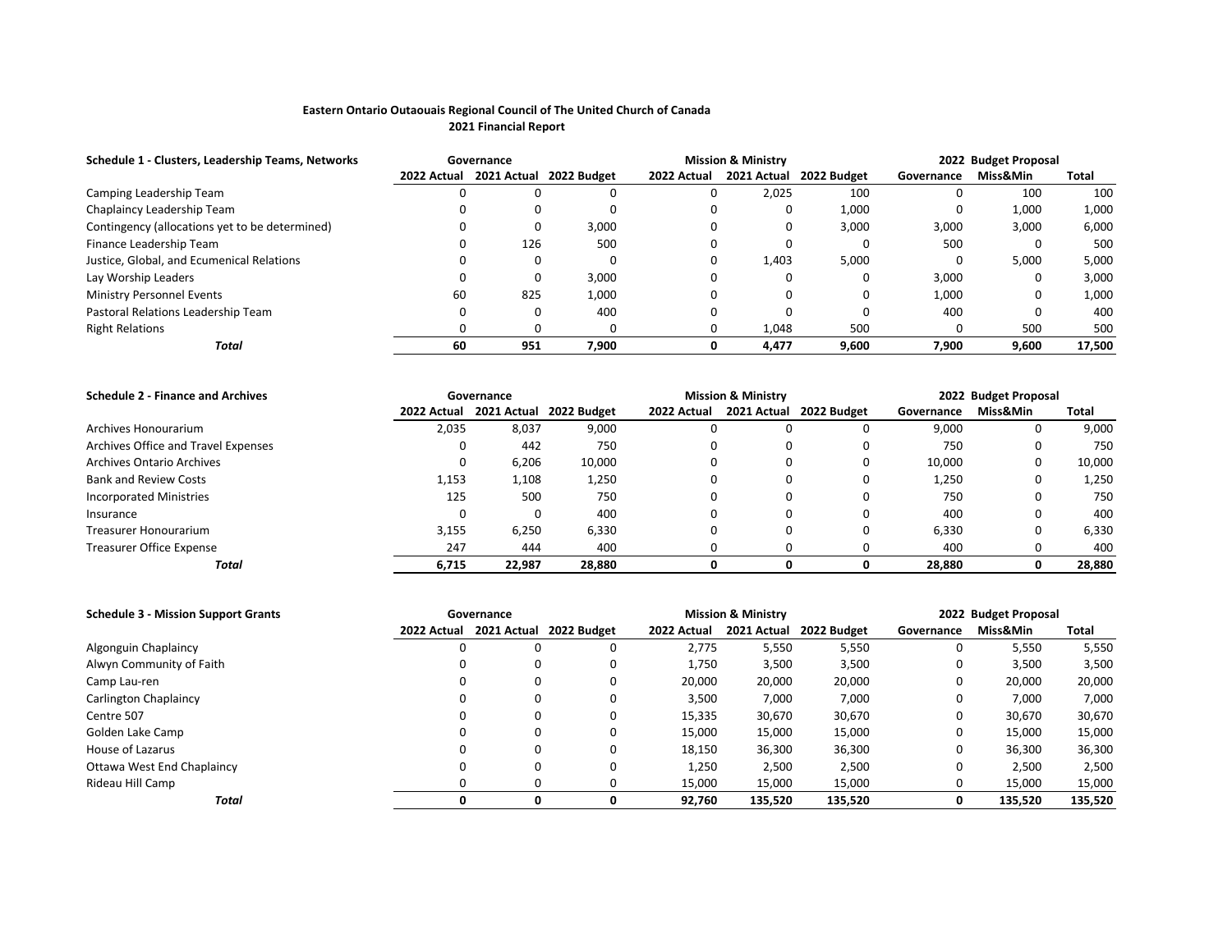**Eastern Ontario Outaouais Regional Council of The United Church of Canada**
**2021 Financial Report**

| Schedule 1 - Clusters, Leadership Teams, Networks | Governance | | | Mission & Ministry | | | 2022 Budget Proposal | | |
|---|---|---|---|---|---|---|---|---|---|
| | 2022 Actual | 2021 Actual | 2022 Budget | 2022 Actual | 2021 Actual | 2022 Budget | Governance | Miss&Min | Total |
| Camping Leadership Team | 0 | 0 | 0 | 0 | 2,025 | 100 | 0 | 100 | 100 |
| Chaplaincy Leadership Team | 0 | 0 | 0 | 0 | 0 | 1,000 | 0 | 1,000 | 1,000 |
| Contingency (allocations yet to be determined) | 0 | 0 | 3,000 | 0 | 0 | 3,000 | 3,000 | 3,000 | 6,000 |
| Finance Leadership Team | 0 | 126 | 500 | 0 | 0 | 0 | 500 | 0 | 500 |
| Justice, Global, and Ecumenical Relations | 0 | 0 | 0 | 0 | 1,403 | 5,000 | 0 | 5,000 | 5,000 |
| Lay Worship Leaders | 0 | 0 | 3,000 | 0 | 0 | 0 | 3,000 | 0 | 3,000 |
| Ministry Personnel Events | 60 | 825 | 1,000 | 0 | 0 | 0 | 1,000 | 0 | 1,000 |
| Pastoral Relations Leadership Team | 0 | 0 | 400 | 0 | 0 | 0 | 400 | 0 | 400 |
| Right Relations | 0 | 0 | 0 | 0 | 1,048 | 500 | 0 | 500 | 500 |
| ***Total*** | **60** | **951** | **7,900** | **0** | **4,477** | **9,600** | **7,900** | **9,600** | **17,500** |

| Schedule 2 - Finance and Archives | Governance | | | Mission & Ministry | | | 2022 Budget Proposal | | |
|---|---|---|---|---|---|---|---|---|---|
| | 2022 Actual | 2021 Actual | 2022 Budget | 2022 Actual | 2021 Actual | 2022 Budget | Governance | Miss&Min | Total |
| Archives Honourarium | 2,035 | 8,037 | 9,000 | 0 | 0 | 0 | 9,000 | 0 | 9,000 |
| Archives Office and Travel Expenses | 0 | 442 | 750 | 0 | 0 | 0 | 750 | 0 | 750 |
| Archives Ontario Archives | 0 | 6,206 | 10,000 | 0 | 0 | 0 | 10,000 | 0 | 10,000 |
| Bank and Review Costs | 1,153 | 1,108 | 1,250 | 0 | 0 | 0 | 1,250 | 0 | 1,250 |
| Incorporated Ministries | 125 | 500 | 750 | 0 | 0 | 0 | 750 | 0 | 750 |
| Insurance | 0 | 0 | 400 | 0 | 0 | 0 | 400 | 0 | 400 |
| Treasurer Honourarium | 3,155 | 6,250 | 6,330 | 0 | 0 | 0 | 6,330 | 0 | 6,330 |
| Treasurer Office Expense | 247 | 444 | 400 | 0 | 0 | 0 | 400 | 0 | 400 |
| ***Total*** | **6,715** | **22,987** | **28,880** | **0** | **0** | **0** | **28,880** | **0** | **28,880** |

| Schedule 3 - Mission Support Grants | Governance | | | Mission & Ministry | | | 2022 Budget Proposal | | |
|---|---|---|---|---|---|---|---|---|---|
| | 2022 Actual | 2021 Actual | 2022 Budget | 2022 Actual | 2021 Actual | 2022 Budget | Governance | Miss&Min | Total |
| Algonguin Chaplaincy | 0 | 0 | 0 | 2,775 | 5,550 | 5,550 | 0 | 5,550 | 5,550 |
| Alwyn Community of Faith | 0 | 0 | 0 | 1,750 | 3,500 | 3,500 | 0 | 3,500 | 3,500 |
| Camp Lau-ren | 0 | 0 | 0 | 20,000 | 20,000 | 20,000 | 0 | 20,000 | 20,000 |
| Carlington Chaplaincy | 0 | 0 | 0 | 3,500 | 7,000 | 7,000 | 0 | 7,000 | 7,000 |
| Centre 507 | 0 | 0 | 0 | 15,335 | 30,670 | 30,670 | 0 | 30,670 | 30,670 |
| Golden Lake Camp | 0 | 0 | 0 | 15,000 | 15,000 | 15,000 | 0 | 15,000 | 15,000 |
| House of Lazarus | 0 | 0 | 0 | 18,150 | 36,300 | 36,300 | 0 | 36,300 | 36,300 |
| Ottawa West End Chaplaincy | 0 | 0 | 0 | 1,250 | 2,500 | 2,500 | 0 | 2,500 | 2,500 |
| Rideau Hill Camp | 0 | 0 | 0 | 15,000 | 15,000 | 15,000 | 0 | 15,000 | 15,000 |
| ***Total*** | **0** | **0** | **0** | **92,760** | **135,520** | **135,520** | **0** | **135,520** | **135,520** |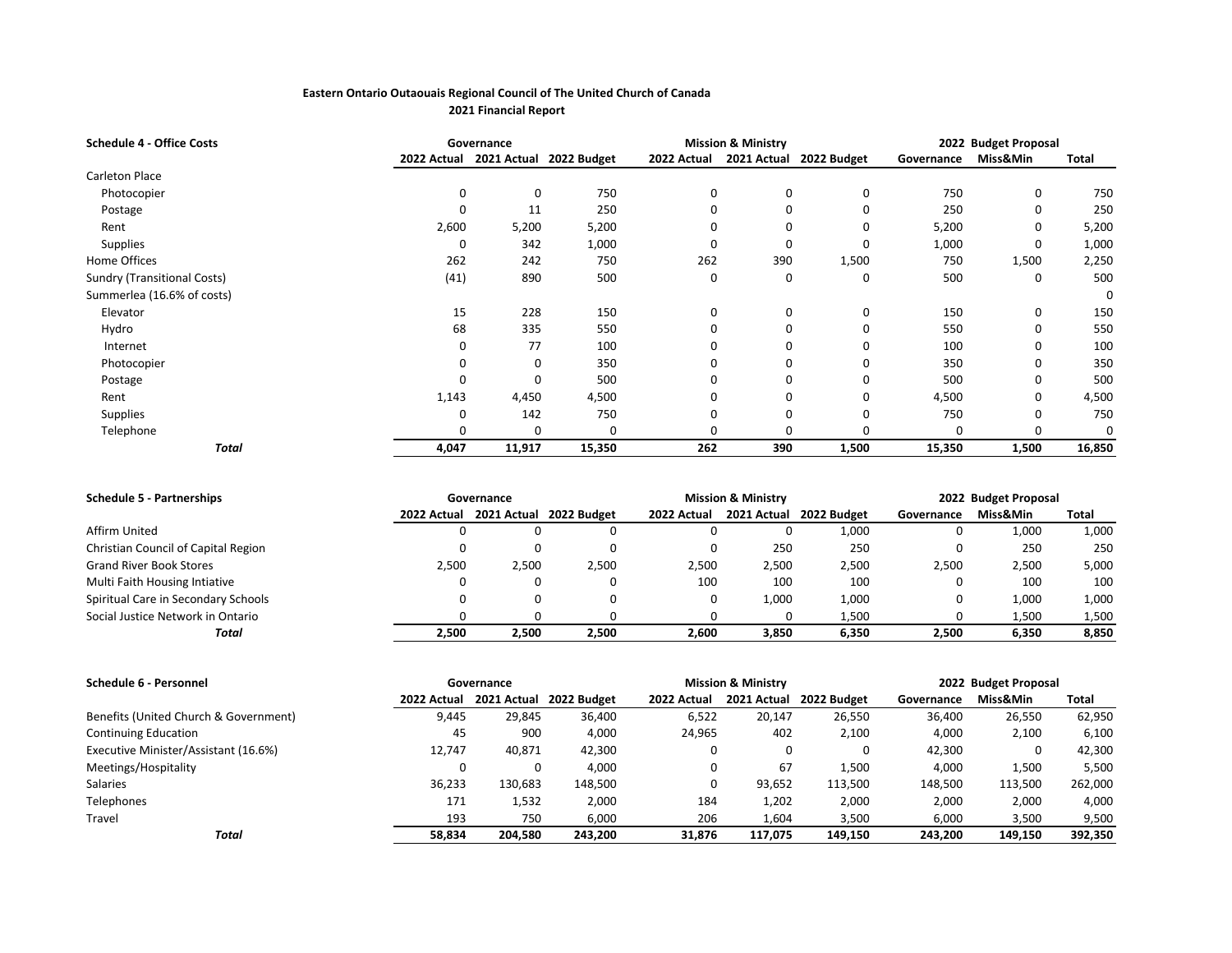**Eastern Ontario Outaouais Regional Council of The United Church of Canada**
**2021 Financial Report**

| Schedule 4 - Office Costs | Governance | | | Mission & Ministry | | | 2022 Budget Proposal | | |
|---|---|---|---|---|---|---|---|---|---|
| | 2022 Actual | 2021 Actual | 2022 Budget | 2022 Actual | 2021 Actual | 2022 Budget | Governance | Miss&Min | Total |
| Carleton Place | | | | | | | | | |
| Photocopier | 0 | 0 | 750 | 0 | 0 | 0 | 750 | 0 | 750 |
| Postage | 0 | 11 | 250 | 0 | 0 | 0 | 250 | 0 | 250 |
| Rent | 2,600 | 5,200 | 5,200 | 0 | 0 | 0 | 5,200 | 0 | 5,200 |
| Supplies | 0 | 342 | 1,000 | 0 | 0 | 0 | 1,000 | 0 | 1,000 |
| Home Offices | 262 | 242 | 750 | 262 | 390 | 1,500 | 750 | 1,500 | 2,250 |
| Sundry (Transitional Costs) | (41) | 890 | 500 | 0 | 0 | 0 | 500 | 0 | 500 |
| Summerlea (16.6% of costs) | | | | | | | | | 0 |
| Elevator | 15 | 228 | 150 | 0 | 0 | 0 | 150 | 0 | 150 |
| Hydro | 68 | 335 | 550 | 0 | 0 | 0 | 550 | 0 | 550 |
| Internet | 0 | 77 | 100 | 0 | 0 | 0 | 100 | 0 | 100 |
| Photocopier | 0 | 0 | 350 | 0 | 0 | 0 | 350 | 0 | 350 |
| Postage | 0 | 0 | 500 | 0 | 0 | 0 | 500 | 0 | 500 |
| Rent | 1,143 | 4,450 | 4,500 | 0 | 0 | 0 | 4,500 | 0 | 4,500 |
| Supplies | 0 | 142 | 750 | 0 | 0 | 0 | 750 | 0 | 750 |
| Telephone | 0 | 0 | 0 | 0 | 0 | 0 | 0 | 0 | 0 |
| ***Total*** | **4,047** | **11,917** | **15,350** | **262** | **390** | **1,500** | **15,350** | **1,500** | **16,850** |

| Schedule 5 - Partnerships | Governance | | | Mission & Ministry | | | 2022 Budget Proposal | | |
|---|---|---|---|---|---|---|---|---|---|
| | 2022 Actual | 2021 Actual | 2022 Budget | 2022 Actual | 2021 Actual | 2022 Budget | Governance | Miss&Min | Total |
| Affirm United | 0 | 0 | 0 | 0 | 0 | 1,000 | 0 | 1,000 | 1,000 |
| Christian Council of Capital Region | 0 | 0 | 0 | 0 | 250 | 250 | 0 | 250 | 250 |
| Grand River Book Stores | 2,500 | 2,500 | 2,500 | 2,500 | 2,500 | 2,500 | 2,500 | 2,500 | 5,000 |
| Multi Faith Housing Intiative | 0 | 0 | 0 | 100 | 100 | 100 | 0 | 100 | 100 |
| Spiritual Care in Secondary Schools | 0 | 0 | 0 | 0 | 1,000 | 1,000 | 0 | 1,000 | 1,000 |
| Social Justice Network in Ontario | 0 | 0 | 0 | 0 | 0 | 1,500 | 0 | 1,500 | 1,500 |
| ***Total*** | **2,500** | **2,500** | **2,500** | **2,600** | **3,850** | **6,350** | **2,500** | **6,350** | **8,850** |

| Schedule 6 - Personnel | Governance | | | Mission & Ministry | | | 2022 Budget Proposal | | |
|---|---|---|---|---|---|---|---|---|---|
| | 2022 Actual | 2021 Actual | 2022 Budget | 2022 Actual | 2021 Actual | 2022 Budget | Governance | Miss&Min | Total |
| Benefits (United Church & Government) | 9,445 | 29,845 | 36,400 | 6,522 | 20,147 | 26,550 | 36,400 | 26,550 | 62,950 |
| Continuing Education | 45 | 900 | 4,000 | 24,965 | 402 | 2,100 | 4,000 | 2,100 | 6,100 |
| Executive Minister/Assistant (16.6%) | 12,747 | 40,871 | 42,300 | 0 | 0 | 0 | 42,300 | 0 | 42,300 |
| Meetings/Hospitality | 0 | 0 | 4,000 | 0 | 67 | 1,500 | 4,000 | 1,500 | 5,500 |
| Salaries | 36,233 | 130,683 | 148,500 | 0 | 93,652 | 113,500 | 148,500 | 113,500 | 262,000 |
| Telephones | 171 | 1,532 | 2,000 | 184 | 1,202 | 2,000 | 2,000 | 2,000 | 4,000 |
| Travel | 193 | 750 | 6,000 | 206 | 1,604 | 3,500 | 6,000 | 3,500 | 9,500 |
| ***Total*** | **58,834** | **204,580** | **243,200** | **31,876** | **117,075** | **149,150** | **243,200** | **149,150** | **392,350** |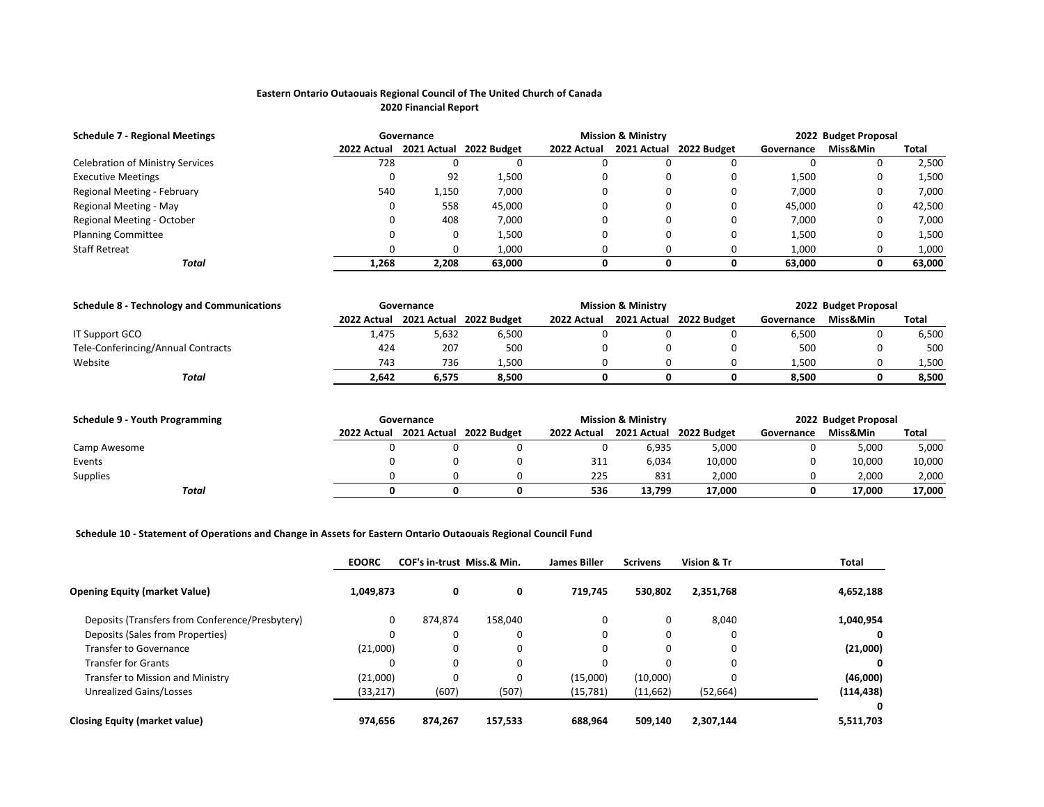**Eastern Ontario Outaouais Regional Council of The United Church of Canada**
**2020 Financial Report**

| Schedule 7 - Regional Meetings | Governance | | | Mission & Ministry | | | 2022 Budget Proposal | | |
|---|---|---|---|---|---|---|---|---|---|
| | 2022 Actual | 2021 Actual | 2022 Budget | 2022 Actual | 2021 Actual | 2022 Budget | Governance | Miss&Min | Total |
| Celebration of Ministry Services | 728 | 0 | 0 | 0 | 0 | 0 | 0 | 0 | 2,500 |
| Executive Meetings | 0 | 92 | 1,500 | 0 | 0 | 0 | 1,500 | 0 | 1,500 |
| Regional Meeting - February | 540 | 1,150 | 7,000 | 0 | 0 | 0 | 7,000 | 0 | 7,000 |
| Regional Meeting - May | 0 | 558 | 45,000 | 0 | 0 | 0 | 45,000 | 0 | 42,500 |
| Regional Meeting - October | 0 | 408 | 7,000 | 0 | 0 | 0 | 7,000 | 0 | 7,000 |
| Planning Committee | 0 | 0 | 1,500 | 0 | 0 | 0 | 1,500 | 0 | 1,500 |
| Staff Retreat | 0 | 0 | 1,000 | 0 | 0 | 0 | 1,000 | 0 | 1,000 |
| ***Total*** | **1,268** | **2,208** | **63,000** | **0** | **0** | **0** | **63,000** | **0** | **63,000** |

| Schedule 8 - Technology and Communications | Governance | | | Mission & Ministry | | | 2022 Budget Proposal | | |
|---|---|---|---|---|---|---|---|---|---|
| | 2022 Actual | 2021 Actual | 2022 Budget | 2022 Actual | 2021 Actual | 2022 Budget | Governance | Miss&Min | Total |
| IT Support GCO | 1,475 | 5,632 | 6,500 | 0 | 0 | 0 | 6,500 | 0 | 6,500 |
| Tele-Conferincing/Annual Contracts | 424 | 207 | 500 | 0 | 0 | 0 | 500 | 0 | 500 |
| Website | 743 | 736 | 1,500 | 0 | 0 | 0 | 1,500 | 0 | 1,500 |
| ***Total*** | **2,642** | **6,575** | **8,500** | **0** | **0** | **0** | **8,500** | **0** | **8,500** |

| Schedule 9 - Youth Programming | Governance | | | Mission & Ministry | | | 2022 Budget Proposal | | |
|---|---|---|---|---|---|---|---|---|---|
| | 2022 Actual | 2021 Actual | 2022 Budget | 2022 Actual | 2021 Actual | 2022 Budget | Governance | Miss&Min | Total |
| Camp Awesome | 0 | 0 | 0 | 0 | 6,935 | 5,000 | 0 | 5,000 | 5,000 |
| Events | 0 | 0 | 0 | 311 | 6,034 | 10,000 | 0 | 10,000 | 10,000 |
| Supplies | 0 | 0 | 0 | 225 | 831 | 2,000 | 0 | 2,000 | 2,000 |
| ***Total*** | **0** | **0** | **0** | **536** | **13,799** | **17,000** | **0** | **17,000** | **17,000** |

**Schedule 10 - Statement of Operations and Change in Assets for Eastern Ontario Outaouais Regional Council Fund**

| | EOORC | COF's in-trust | Miss.& Min. | James Biller | Scrivens | Vision & Tr | Total |
|---|---|---|---|---|---|---|---|
| **Opening Equity (market Value)** | **1,049,873** | **0** | **0** | **719,745** | **530,802** | **2,351,768** | **4,652,188** |
| Deposits (Transfers from Conference/Presbytery) | 0 | 874,874 | 158,040 | 0 | 0 | 8,040 | **1,040,954** |
| Deposits (Sales from Properties) | 0 | 0 | 0 | 0 | 0 | 0 | **0** |
| Transfer to Governance | (21,000) | 0 | 0 | 0 | 0 | 0 | **(21,000)** |
| Transfer for Grants | 0 | 0 | 0 | 0 | 0 | 0 | **0** |
| Transfer to Mission and Ministry | (21,000) | 0 | 0 | (15,000) | (10,000) | 0 | **(46,000)** |
| Unrealized Gains/Losses | (33,217) | (607) | (507) | (15,781) | (11,662) | (52,664) | **(114,438)** |
| | | | | | | | **0** |
| **Closing Equity (market value)** | **974,656** | **874,267** | **157,533** | **688,964** | **509,140** | **2,307,144** | **5,511,703** |